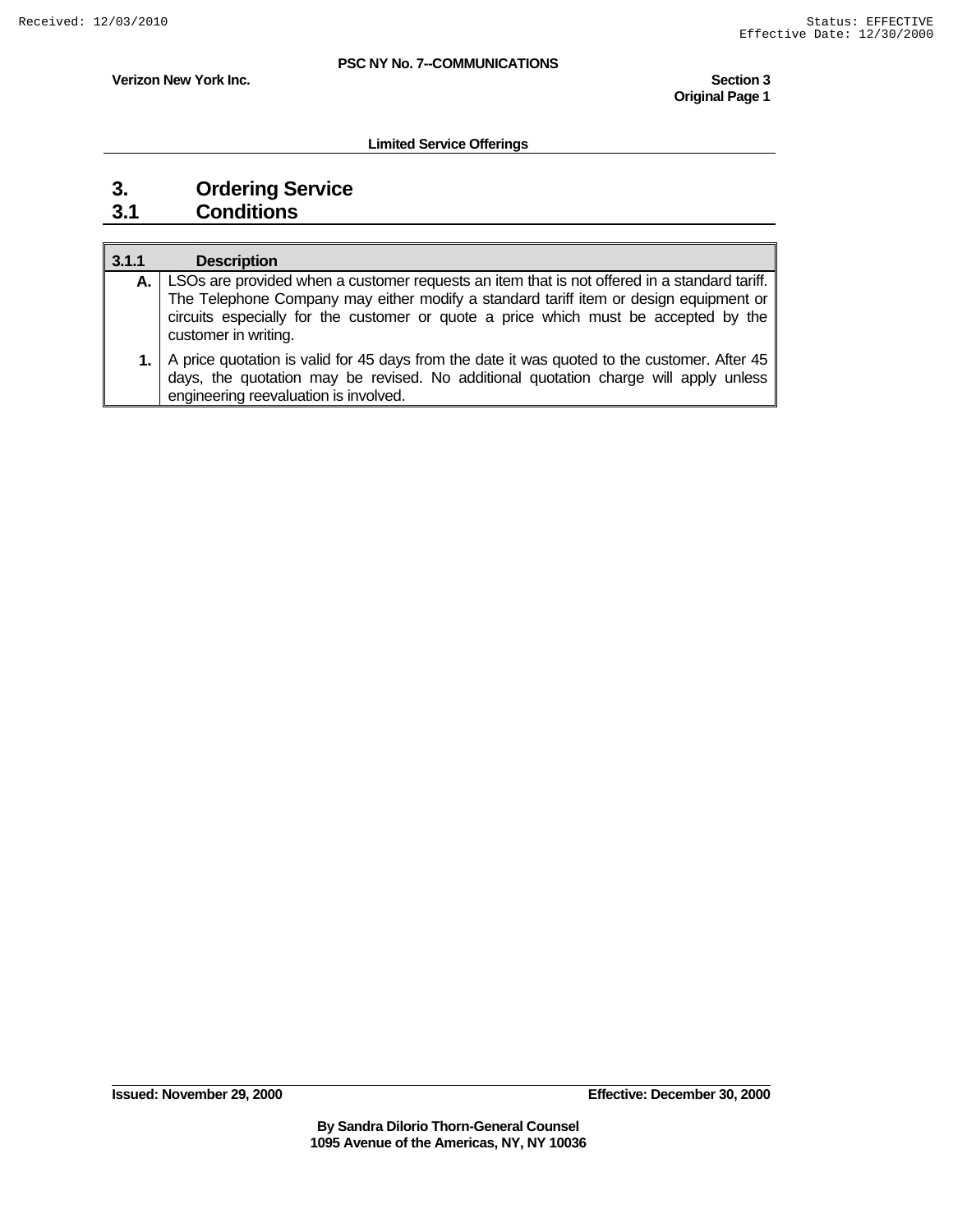## Limited Service Offerings

# 3. Ordering Service

## 3.1 Conditions

| 3.1.1 | Description |
|---|---|
| **A.** | LSOs are provided when a customer requests an item that is not offered in a standard tariff. The Telephone Company may either modify a standard tariff item or design equipment or circuits especially for the customer or quote a price which must be accepted by the customer in writing. |
| **1.** | A price quotation is valid for 45 days from the date it was quoted to the customer. After 45 days, the quotation may be revised. No additional quotation charge will apply unless engineering reevaluation is involved. |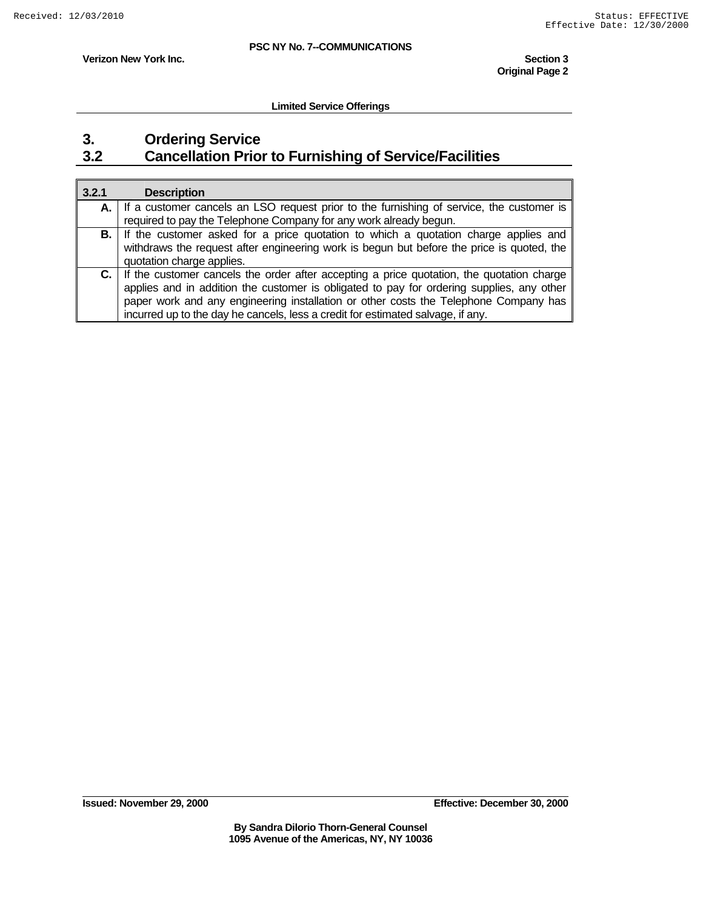**Limited Service Offerings**

# 3. Ordering Service

## 3.2 Cancellation Prior to Furnishing of Service/Facilities

| 3.2.1 | Description |
|---|---|
| A. | If a customer cancels an LSO request prior to the furnishing of service, the customer is required to pay the Telephone Company for any work already begun. |
| B. | If the customer asked for a price quotation to which a quotation charge applies and withdraws the request after engineering work is begun but before the price is quoted, the quotation charge applies. |
| C. | If the customer cancels the order after accepting a price quotation, the quotation charge applies and in addition the customer is obligated to pay for ordering supplies, any other paper work and any engineering installation or other costs the Telephone Company has incurred up to the day he cancels, less a credit for estimated salvage, if any. |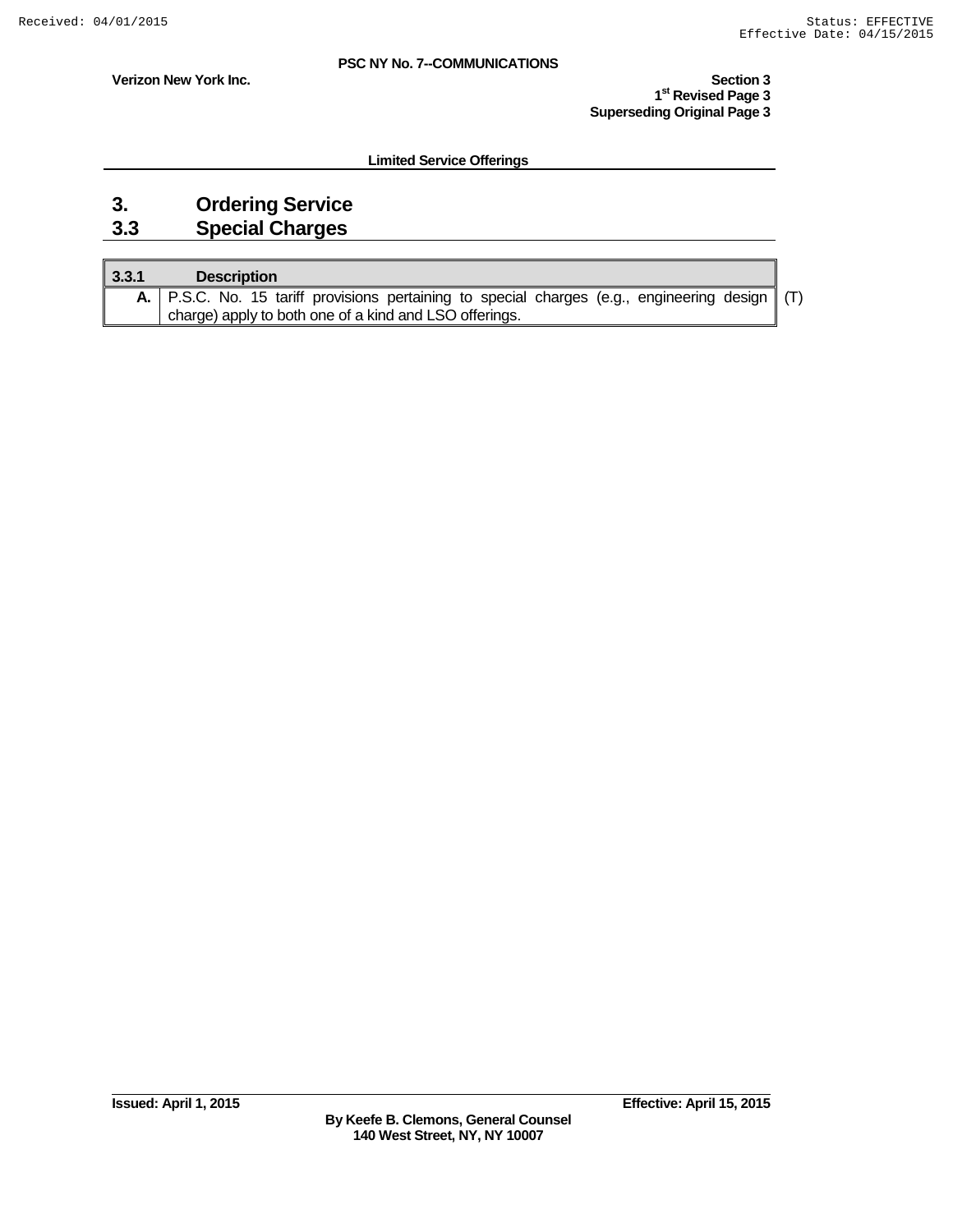PSC NY No. 7--COMMUNICATIONS

Verizon New York Inc.

Section 3
1st Revised Page 3
Superseding Original Page 3

Limited Service Offerings

# 3. Ordering Service
# 3.3 Special Charges

| 3.3.1 | Description | |
|---|---|---|
| A. | P.S.C. No. 15 tariff provisions pertaining to special charges (e.g., engineering design charge) apply to both one of a kind and LSO offerings. | (T) |

Issued: April 1, 2015

Effective: April 15, 2015

By Keefe B. Clemons, General Counsel
140 West Street, NY, NY 10007